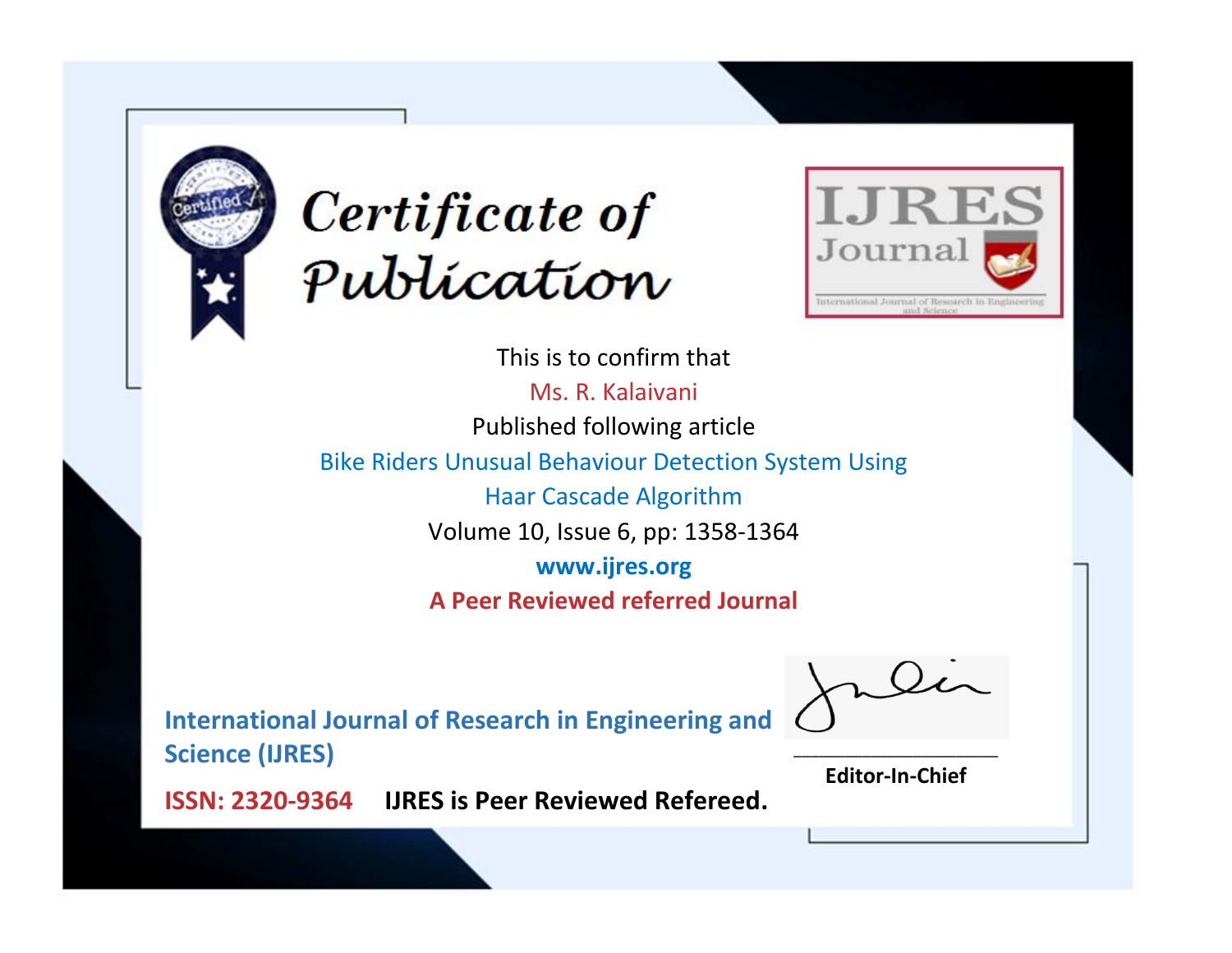# Certificate of Publication

**IJRES Journal**

International Journal of Research in Engineering and Science

This is to confirm that

Ms. R. Kalaivani

Published following article

Bike Riders Unusual Behaviour Detection System Using Haar Cascade Algorithm

Volume 10, Issue 6, pp: 1358-1364

**www.ijres.org**

**A Peer Reviewed referred Journal**

**International Journal of Research in Engineering and Science (IJRES)**

**ISSN: 2320-9364** **IJRES is Peer Reviewed Refereed.**

**Editor-In-Chief**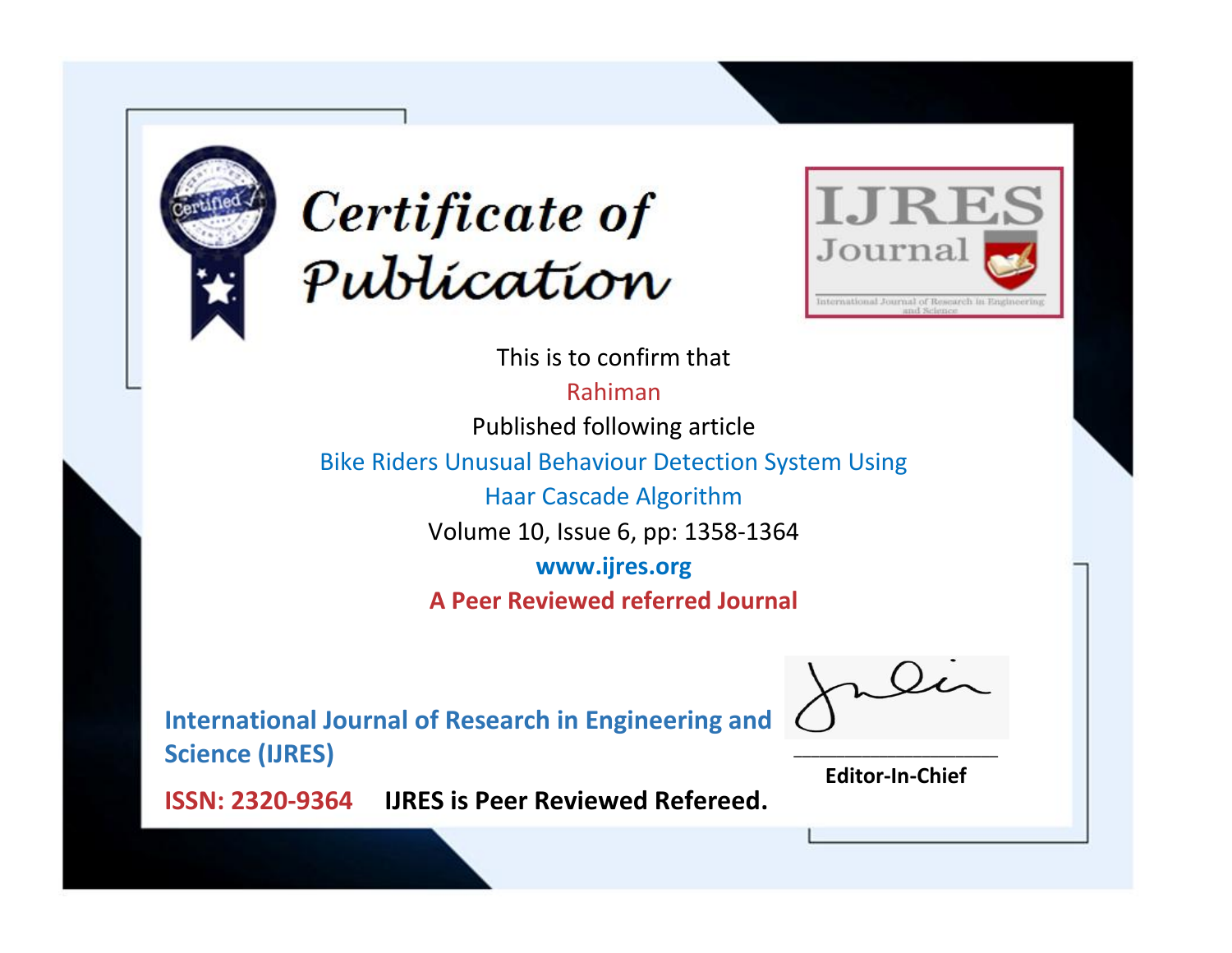# Certificate of Publication

**IJRES Journal**

International Journal of Research in Engineering and Science

This is to confirm that

Rahiman

Published following article

Bike Riders Unusual Behaviour Detection System Using Haar Cascade Algorithm

Volume 10, Issue 6, pp: 1358-1364

**www.ijres.org**

**A Peer Reviewed referred Journal**

**International Journal of Research in Engineering and Science (IJRES)**

**ISSN: 2320-9364** **IJRES is Peer Reviewed Refereed.**

**Editor-In-Chief**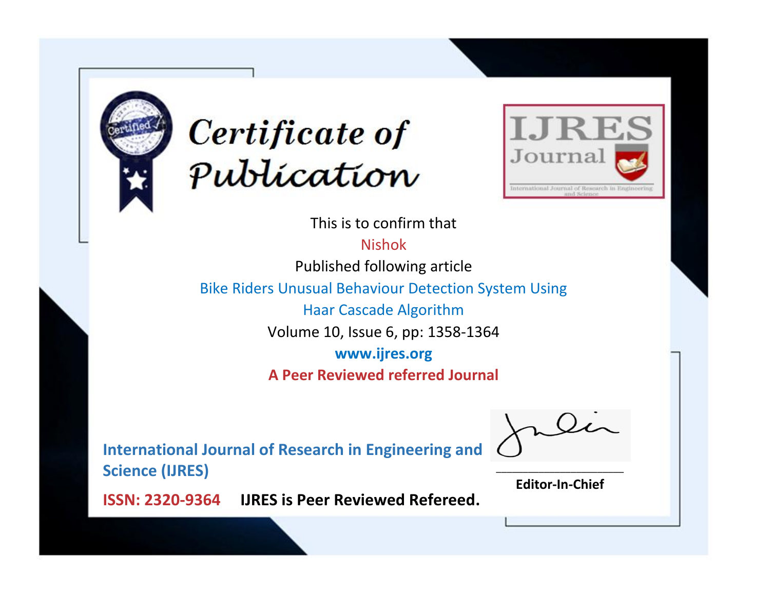# Certificate of Publication

**IJRES Journal**

International Journal of Research in Engineering and Science

This is to confirm that

Nishok

Published following article

Bike Riders Unusual Behaviour Detection System Using Haar Cascade Algorithm

Volume 10, Issue 6, pp: 1358-1364

**www.ijres.org**

**A Peer Reviewed referred Journal**

**International Journal of Research in Engineering and Science (IJRES)**

**ISSN: 2320-9364** **IJRES is Peer Reviewed Refereed.**

**Editor-In-Chief**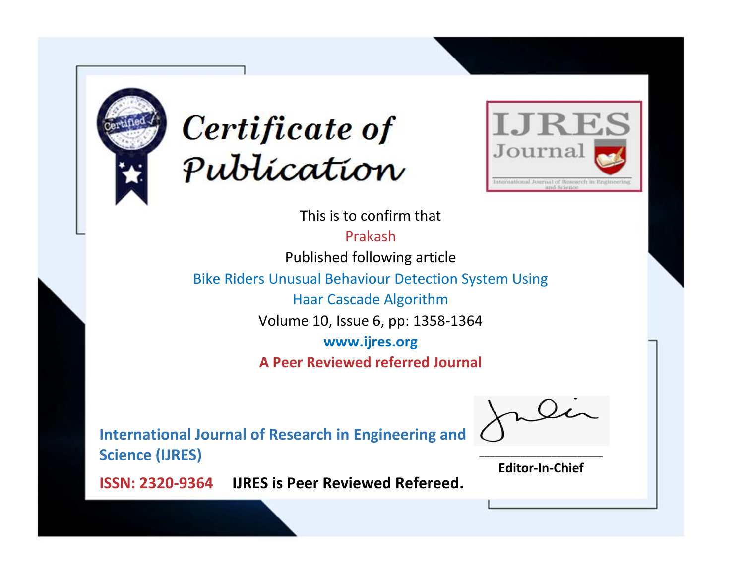# Certificate of Publication

**IJRES Journal**

International Journal of Research in Engineering and Science

This is to confirm that

Prakash

Published following article

Bike Riders Unusual Behaviour Detection System Using Haar Cascade Algorithm

Volume 10, Issue 6, pp: 1358-1364

**www.ijres.org**

**A Peer Reviewed referred Journal**

**International Journal of Research in Engineering and Science (IJRES)**

**ISSN: 2320-9364** **IJRES is Peer Reviewed Refereed.**

**Editor-In-Chief**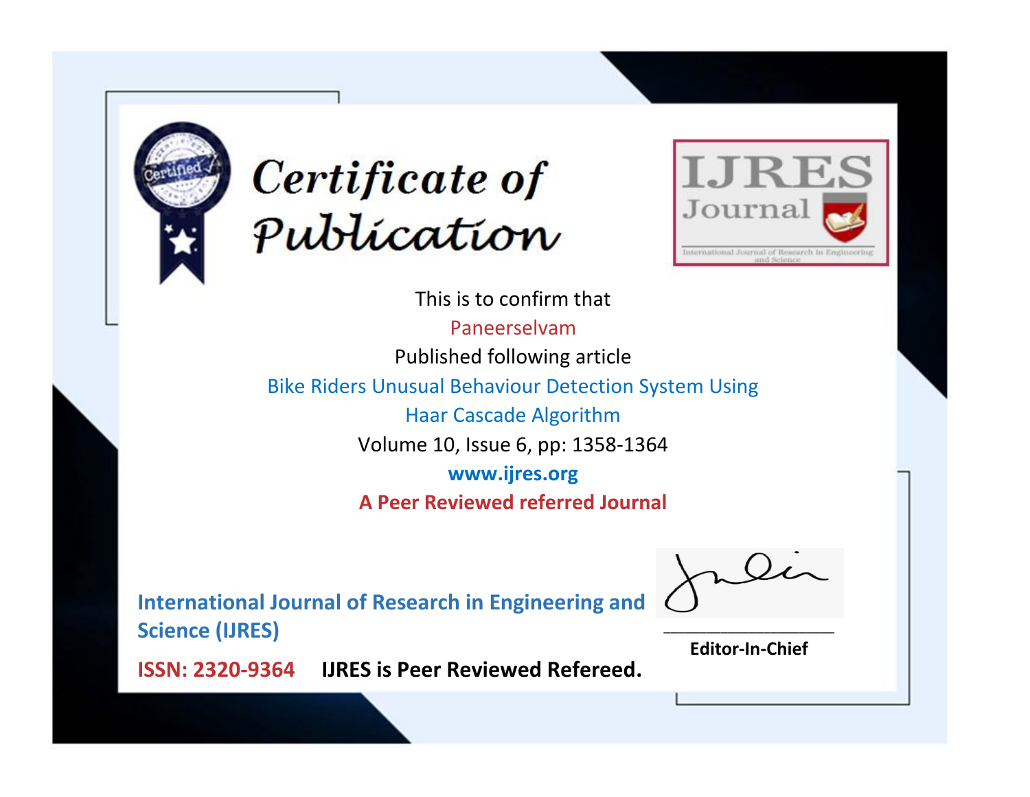# Certificate of Publication

IJRES Journal

International Journal of Research in Engineering and Science

This is to confirm that

Paneerselvam

Published following article

Bike Riders Unusual Behaviour Detection System Using Haar Cascade Algorithm

Volume 10, Issue 6, pp: 1358-1364

**www.ijres.org**

**A Peer Reviewed referred Journal**

**International Journal of Research in Engineering and Science (IJRES)**

**ISSN: 2320-9364** **IJRES is Peer Reviewed Refereed.**

**Editor-In-Chief**